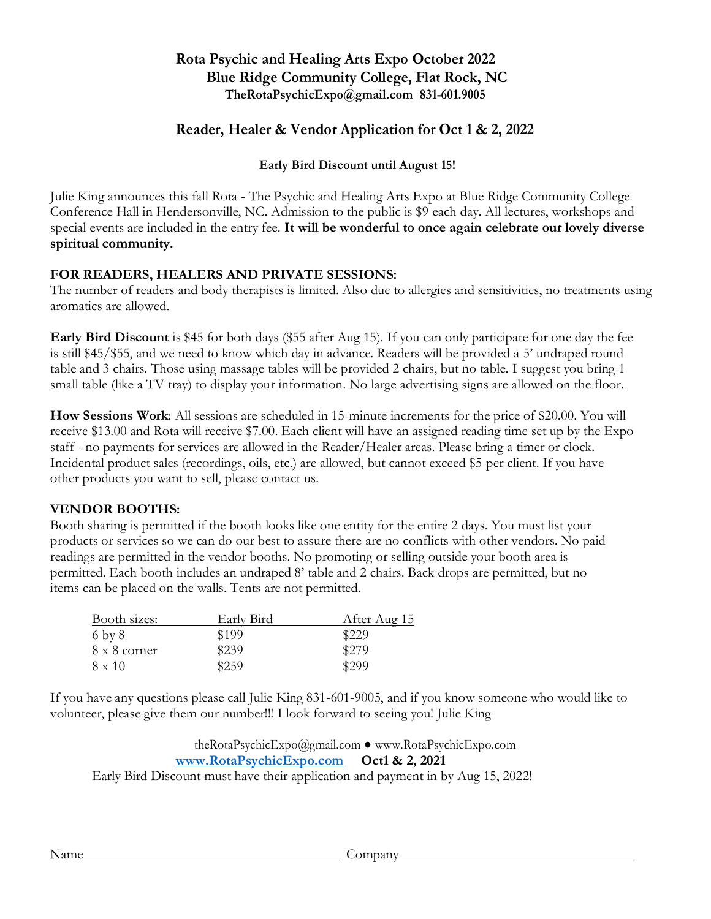# Rota Psychic and Healing Arts Expo October 2022
## Blue Ridge Community College, Flat Rock, NC
**TheRotaPsychicExpo@gmail.com 831-601.9005**

## Reader, Healer & Vendor Application for Oct 1 & 2, 2022

**Early Bird Discount until August 15!**

Julie King announces this fall Rota - The Psychic and Healing Arts Expo at Blue Ridge Community College Conference Hall in Hendersonville, NC. Admission to the public is $9 each day. All lectures, workshops and special events are included in the entry fee. **It will be wonderful to once again celebrate our lovely diverse spiritual community.**

### FOR READERS, HEALERS AND PRIVATE SESSIONS:

The number of readers and body therapists is limited. Also due to allergies and sensitivities, no treatments using aromatics are allowed.

**Early Bird Discount** is $45 for both days ($55 after Aug 15). If you can only participate for one day the fee is still $45/$55, and we need to know which day in advance. Readers will be provided a 5' undraped round table and 3 chairs. Those using massage tables will be provided 2 chairs, but no table. I suggest you bring 1 small table (like a TV tray) to display your information. No large advertising signs are allowed on the floor.

**How Sessions Work**: All sessions are scheduled in 15-minute increments for the price of $20.00. You will receive $13.00 and Rota will receive $7.00. Each client will have an assigned reading time set up by the Expo staff - no payments for services are allowed in the Reader/Healer areas. Please bring a timer or clock. Incidental product sales (recordings, oils, etc.) are allowed, but cannot exceed $5 per client. If you have other products you want to sell, please contact us.

### VENDOR BOOTHS:

Booth sharing is permitted if the booth looks like one entity for the entire 2 days. You must list your products or services so we can do our best to assure there are no conflicts with other vendors. No paid readings are permitted in the vendor booths. No promoting or selling outside your booth area is permitted. Each booth includes an undraped 8' table and 2 chairs. Back drops are permitted, but no items can be placed on the walls. Tents are not permitted.

| Booth sizes: | Early Bird | After Aug 15 |
|---|---|---|
| 6 by 8 | $199 | $229 |
| 8 x 8 corner | $239 | $279 |
| 8 x 10 | $259 | $299 |

If you have any questions please call Julie King 831-601-9005, and if you know someone who would like to volunteer, please give them our number!!! I look forward to seeing you! Julie King

theRotaPsychicExpo@gmail.com ● www.RotaPsychicExpo.com

**www.RotaPsychicExpo.com** **Oct1 & 2, 2021**

Early Bird Discount must have their application and payment in by Aug 15, 2022!

Name\_\_\_\_\_\_\_\_\_\_\_\_\_\_\_\_\_\_\_\_\_\_\_\_\_\_\_\_\_\_\_\_\_\_\_\_ Company \_\_\_\_\_\_\_\_\_\_\_\_\_\_\_\_\_\_\_\_\_\_\_\_\_\_\_\_\_\_\_\_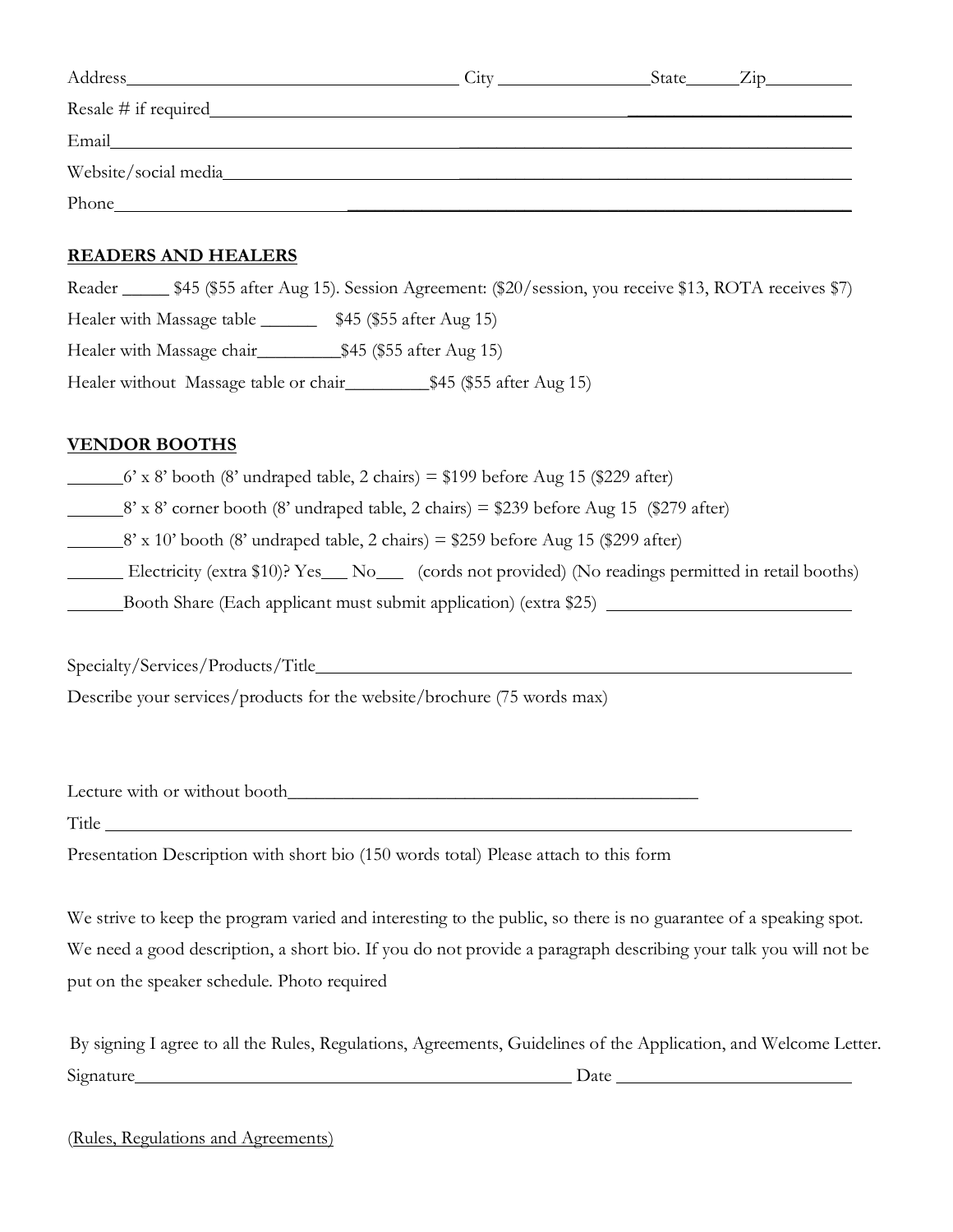Address______________________________________ City ________________ State_____ Zip_________

Resale # if required______________________________________________________________________

Email_____________________________________________________________________________

Website/social media_______________________________________________________________

Phone_____________________________________________________________________________

**READERS AND HEALERS**

Reader _____ $45 ($55 after Aug 15). Session Agreement: ($20/session, you receive $13, ROTA receives $7)

Healer with Massage table ______ $45 ($55 after Aug 15)

Healer with Massage chair_________ $45 ($55 after Aug 15)

Healer without Massage table or chair_________ $45 ($55 after Aug 15)

**VENDOR BOOTHS**

______ 6' x 8' booth (8' undraped table, 2 chairs) = $199 before Aug 15 ($229 after)

______ 8' x 8' corner booth (8' undraped table, 2 chairs) = $239 before Aug 15 ($279 after)

______ 8' x 10' booth (8' undraped table, 2 chairs) = $259 before Aug 15 ($299 after)

______ Electricity (extra $10)? Yes___ No___ (cords not provided) (No readings permitted in retail booths)

______ Booth Share (Each applicant must submit application) (extra $25) ___________________________

Specialty/Services/Products/Title__________________________________________________________

Describe your services/products for the website/brochure (75 words max)

Lecture with or without booth______________________________________________

Title ______________________________________________________________________________

Presentation Description with short bio (150 words total) Please attach to this form

We strive to keep the program varied and interesting to the public, so there is no guarantee of a speaking spot. We need a good description, a short bio. If you do not provide a paragraph describing your talk you will not be put on the speaker schedule. Photo required

By signing I agree to all the Rules, Regulations, Agreements, Guidelines of the Application, and Welcome Letter.

Signature__________________________________________________ Date __________________________

(Rules, Regulations and Agreements)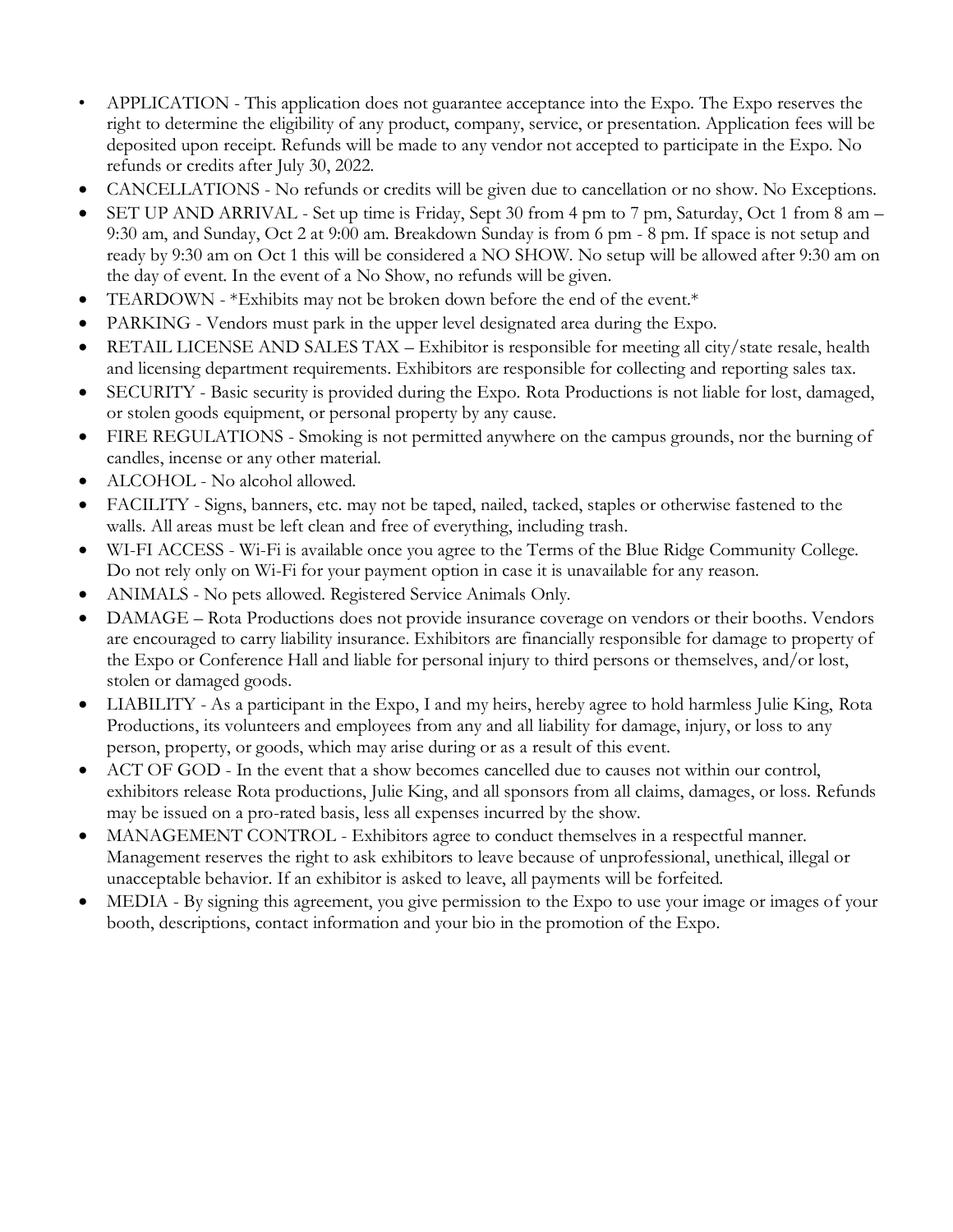- APPLICATION - This application does not guarantee acceptance into the Expo. The Expo reserves the right to determine the eligibility of any product, company, service, or presentation. Application fees will be deposited upon receipt. Refunds will be made to any vendor not accepted to participate in the Expo. No refunds or credits after July 30, 2022.
- CANCELLATIONS - No refunds or credits will be given due to cancellation or no show. No Exceptions.
- SET UP AND ARRIVAL - Set up time is Friday, Sept 30 from 4 pm to 7 pm, Saturday, Oct 1 from 8 am – 9:30 am, and Sunday, Oct 2 at 9:00 am. Breakdown Sunday is from 6 pm - 8 pm. If space is not setup and ready by 9:30 am on Oct 1 this will be considered a NO SHOW. No setup will be allowed after 9:30 am on the day of event. In the event of a No Show, no refunds will be given.
- TEARDOWN - *Exhibits may not be broken down before the end of the event.*
- PARKING - Vendors must park in the upper level designated area during the Expo.
- RETAIL LICENSE AND SALES TAX – Exhibitor is responsible for meeting all city/state resale, health and licensing department requirements. Exhibitors are responsible for collecting and reporting sales tax.
- SECURITY - Basic security is provided during the Expo. Rota Productions is not liable for lost, damaged, or stolen goods equipment, or personal property by any cause.
- FIRE REGULATIONS - Smoking is not permitted anywhere on the campus grounds, nor the burning of candles, incense or any other material.
- ALCOHOL - No alcohol allowed.
- FACILITY - Signs, banners, etc. may not be taped, nailed, tacked, staples or otherwise fastened to the walls. All areas must be left clean and free of everything, including trash.
- WI-FI ACCESS - Wi-Fi is available once you agree to the Terms of the Blue Ridge Community College. Do not rely only on Wi-Fi for your payment option in case it is unavailable for any reason.
- ANIMALS - No pets allowed. Registered Service Animals Only.
- DAMAGE – Rota Productions does not provide insurance coverage on vendors or their booths. Vendors are encouraged to carry liability insurance. Exhibitors are financially responsible for damage to property of the Expo or Conference Hall and liable for personal injury to third persons or themselves, and/or lost, stolen or damaged goods.
- LIABILITY - As a participant in the Expo, I and my heirs, hereby agree to hold harmless Julie King, Rota Productions, its volunteers and employees from any and all liability for damage, injury, or loss to any person, property, or goods, which may arise during or as a result of this event.
- ACT OF GOD - In the event that a show becomes cancelled due to causes not within our control, exhibitors release Rota productions, Julie King, and all sponsors from all claims, damages, or loss. Refunds may be issued on a pro-rated basis, less all expenses incurred by the show.
- MANAGEMENT CONTROL - Exhibitors agree to conduct themselves in a respectful manner. Management reserves the right to ask exhibitors to leave because of unprofessional, unethical, illegal or unacceptable behavior. If an exhibitor is asked to leave, all payments will be forfeited.
- MEDIA - By signing this agreement, you give permission to the Expo to use your image or images of your booth, descriptions, contact information and your bio in the promotion of the Expo.